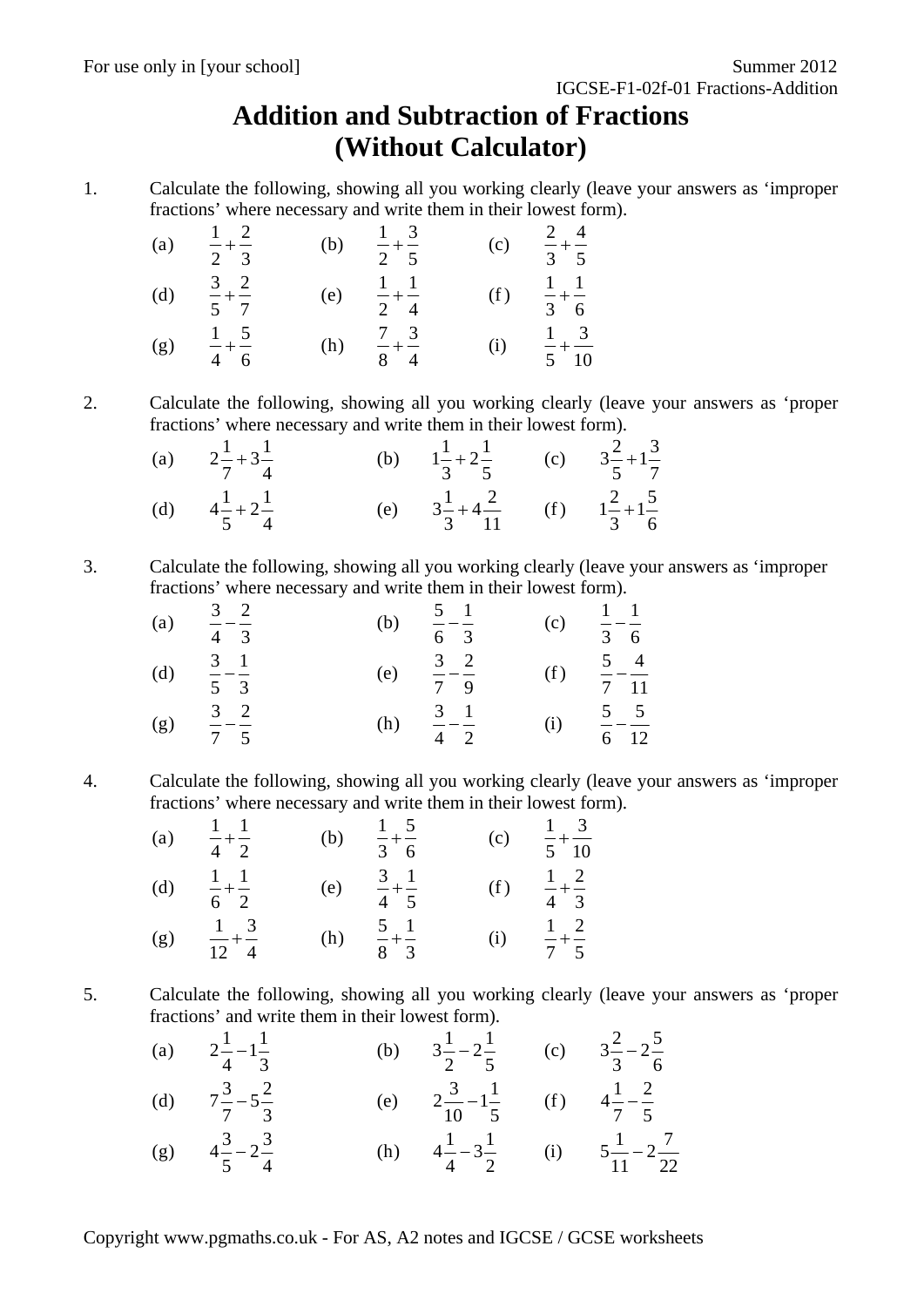For use only in [your school]

Summer 2012
IGCSE-F1-02f-01 Fractions-Addition

# Addition and Subtraction of Fractions (Without Calculator)

1. Calculate the following, showing all you working clearly (leave your answers as 'improper fractions' where necessary and write them in their lowest form).

(a) $\frac{1}{2}+\frac{2}{3}$ (b) $\frac{1}{2}+\frac{3}{5}$ (c) $\frac{2}{3}+\frac{4}{5}$

(d) $\frac{3}{5}+\frac{2}{7}$ (e) $\frac{1}{2}+\frac{1}{4}$ (f) $\frac{1}{3}+\frac{1}{6}$

(g) $\frac{1}{4}+\frac{5}{6}$ (h) $\frac{7}{8}+\frac{3}{4}$ (i) $\frac{1}{5}+\frac{3}{10}$

2. Calculate the following, showing all you working clearly (leave your answers as 'proper fractions' where necessary and write them in their lowest form).

(a) $2\frac{1}{7}+3\frac{1}{4}$ (b) $1\frac{1}{3}+2\frac{1}{5}$ (c) $3\frac{2}{5}+1\frac{3}{7}$

(d) $4\frac{1}{5}+2\frac{1}{4}$ (e) $3\frac{1}{3}+4\frac{2}{11}$ (f) $1\frac{2}{3}+1\frac{5}{6}$

3. Calculate the following, showing all you working clearly (leave your answers as 'improper fractions' where necessary and write them in their lowest form).

(a) $\frac{3}{4}-\frac{2}{3}$ (b) $\frac{5}{6}-\frac{1}{3}$ (c) $\frac{1}{3}-\frac{1}{6}$

(d) $\frac{3}{5}-\frac{1}{3}$ (e) $\frac{3}{7}-\frac{2}{9}$ (f) $\frac{5}{7}-\frac{4}{11}$

(g) $\frac{3}{7}-\frac{2}{5}$ (h) $\frac{3}{4}-\frac{1}{2}$ (i) $\frac{5}{6}-\frac{5}{12}$

4. Calculate the following, showing all you working clearly (leave your answers as 'improper fractions' where necessary and write them in their lowest form).

(a) $\frac{1}{4}+\frac{1}{2}$ (b) $\frac{1}{3}+\frac{5}{6}$ (c) $\frac{1}{5}+\frac{3}{10}$

(d) $\frac{1}{6}+\frac{1}{2}$ (e) $\frac{3}{4}+\frac{1}{5}$ (f) $\frac{1}{4}+\frac{2}{3}$

(g) $\frac{1}{12}+\frac{3}{4}$ (h) $\frac{5}{8}+\frac{1}{3}$ (i) $\frac{1}{7}+\frac{2}{5}$

5. Calculate the following, showing all you working clearly (leave your answers as 'proper fractions' and write them in their lowest form).

(a) $2\frac{1}{4}-1\frac{1}{3}$ (b) $3\frac{1}{2}-2\frac{1}{5}$ (c) $3\frac{2}{3}-2\frac{5}{6}$

(d) $7\frac{3}{7}-5\frac{2}{3}$ (e) $2\frac{3}{10}-1\frac{1}{5}$ (f) $4\frac{1}{7}-\frac{2}{5}$

(g) $4\frac{3}{5}-2\frac{3}{4}$ (h) $4\frac{1}{4}-3\frac{1}{2}$ (i) $5\frac{1}{11}-2\frac{7}{22}$

Copyright www.pgmaths.co.uk - For AS, A2 notes and IGCSE / GCSE worksheets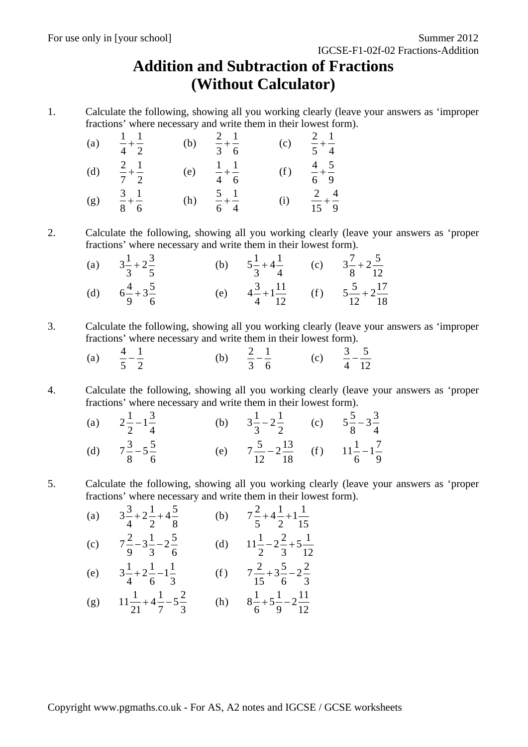# Addition and Subtraction of Fractions (Without Calculator)

1. Calculate the following, showing all you working clearly (leave your answers as 'improper fractions' where necessary and write them in their lowest form).

   (a) $\frac{1}{4}+\frac{1}{2}$ (b) $\frac{2}{3}+\frac{1}{6}$ (c) $\frac{2}{5}+\frac{1}{4}$

   (d) $\frac{2}{7}+\frac{1}{2}$ (e) $\frac{1}{4}+\frac{1}{6}$ (f) $\frac{4}{6}+\frac{5}{9}$

   (g) $\frac{3}{8}+\frac{1}{6}$ (h) $\frac{5}{6}+\frac{1}{4}$ (i) $\frac{2}{15}+\frac{4}{9}$

2. Calculate the following, showing all you working clearly (leave your answers as 'proper fractions' where necessary and write them in their lowest form).

   (a) $3\frac{1}{3}+2\frac{3}{5}$ (b) $5\frac{1}{3}+4\frac{1}{4}$ (c) $3\frac{7}{8}+2\frac{5}{12}$

   (d) $6\frac{4}{9}+3\frac{5}{6}$ (e) $4\frac{3}{4}+1\frac{11}{12}$ (f) $5\frac{5}{12}+2\frac{17}{18}$

3. Calculate the following, showing all you working clearly (leave your answers as 'improper fractions' where necessary and write them in their lowest form).

   (a) $\frac{4}{5}-\frac{1}{2}$ (b) $\frac{2}{3}-\frac{1}{6}$ (c) $\frac{3}{4}-\frac{5}{12}$

4. Calculate the following, showing all you working clearly (leave your answers as 'proper fractions' where necessary and write them in their lowest form).

   (a) $2\frac{1}{2}-1\frac{3}{4}$ (b) $3\frac{1}{3}-2\frac{1}{2}$ (c) $5\frac{5}{8}-3\frac{3}{4}$

   (d) $7\frac{3}{8}-5\frac{5}{6}$ (e) $7\frac{5}{12}-2\frac{13}{18}$ (f) $11\frac{1}{6}-1\frac{7}{9}$

5. Calculate the following, showing all you working clearly (leave your answers as 'proper fractions' where necessary and write them in their lowest form).

   (a) $3\frac{3}{4}+2\frac{1}{2}+4\frac{5}{8}$ (b) $7\frac{2}{5}+4\frac{1}{2}+1\frac{1}{15}$

   (c) $7\frac{2}{9}-3\frac{1}{3}-2\frac{5}{6}$ (d) $11\frac{1}{2}-2\frac{2}{3}+5\frac{1}{12}$

   (e) $3\frac{1}{4}+2\frac{1}{6}-1\frac{1}{3}$ (f) $7\frac{2}{15}+3\frac{5}{6}-2\frac{2}{3}$

   (g) $11\frac{1}{21}+4\frac{1}{7}-5\frac{2}{3}$ (h) $8\frac{1}{6}+5\frac{1}{9}-2\frac{11}{12}$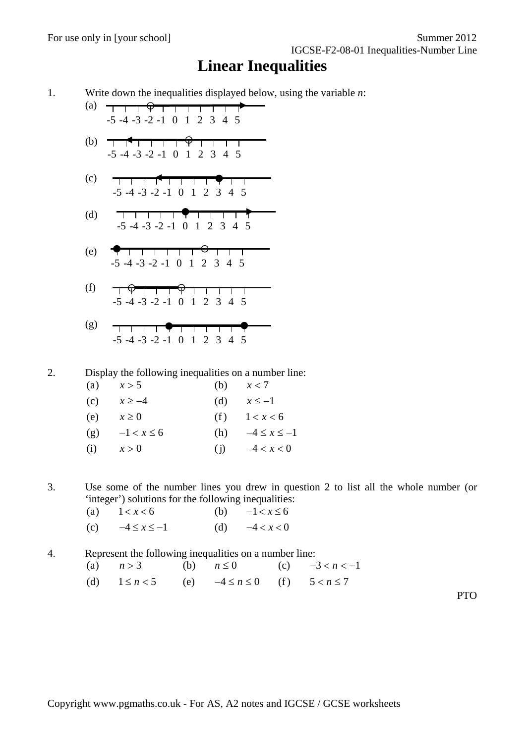# Linear Inequalities

1. Write down the inequalities displayed below, using the variable *n*:

   (a) -5 -4 -3 -2 -1 0 1 2 3 4 5

   (b) -5 -4 -3 -2 -1 0 1 2 3 4 5

   (c) -5 -4 -3 -2 -1 0 1 2 3 4 5

   (d) -5 -4 -3 -2 -1 0 1 2 3 4 5

   (e) -5 -4 -3 -2 -1 0 1 2 3 4 5

   (f) -5 -4 -3 -2 -1 0 1 2 3 4 5

   (g) -5 -4 -3 -2 -1 0 1 2 3 4 5

2. Display the following inequalities on a number line:

| | | | |
|---|---|---|---|
| (a) | $x > 5$ | (b) | $x < 7$ |
| (c) | $x \geq -4$ | (d) | $x \leq -1$ |
| (e) | $x \geq 0$ | (f) | $1 < x < 6$ |
| (g) | $-1 < x \leq 6$ | (h) | $-4 \leq x \leq -1$ |
| (i) | $x > 0$ | (j) | $-4 < x < 0$ |

3. Use some of the number lines you drew in question 2 to list all the whole number (or 'integer') solutions for the following inequalities:

| | | | |
|---|---|---|---|
| (a) | $1 < x < 6$ | (b) | $-1 < x \leq 6$ |
| (c) | $-4 \leq x \leq -1$ | (d) | $-4 < x < 0$ |

4. Represent the following inequalities on a number line:

| | | | | | |
|---|---|---|---|---|---|
| (a) | $n > 3$ | (b) | $n \leq 0$ | (c) | $-3 < n < -1$ |
| (d) | $1 \leq n < 5$ | (e) | $-4 \leq n \leq 0$ | (f) | $5 < n \leq 7$ |

PTO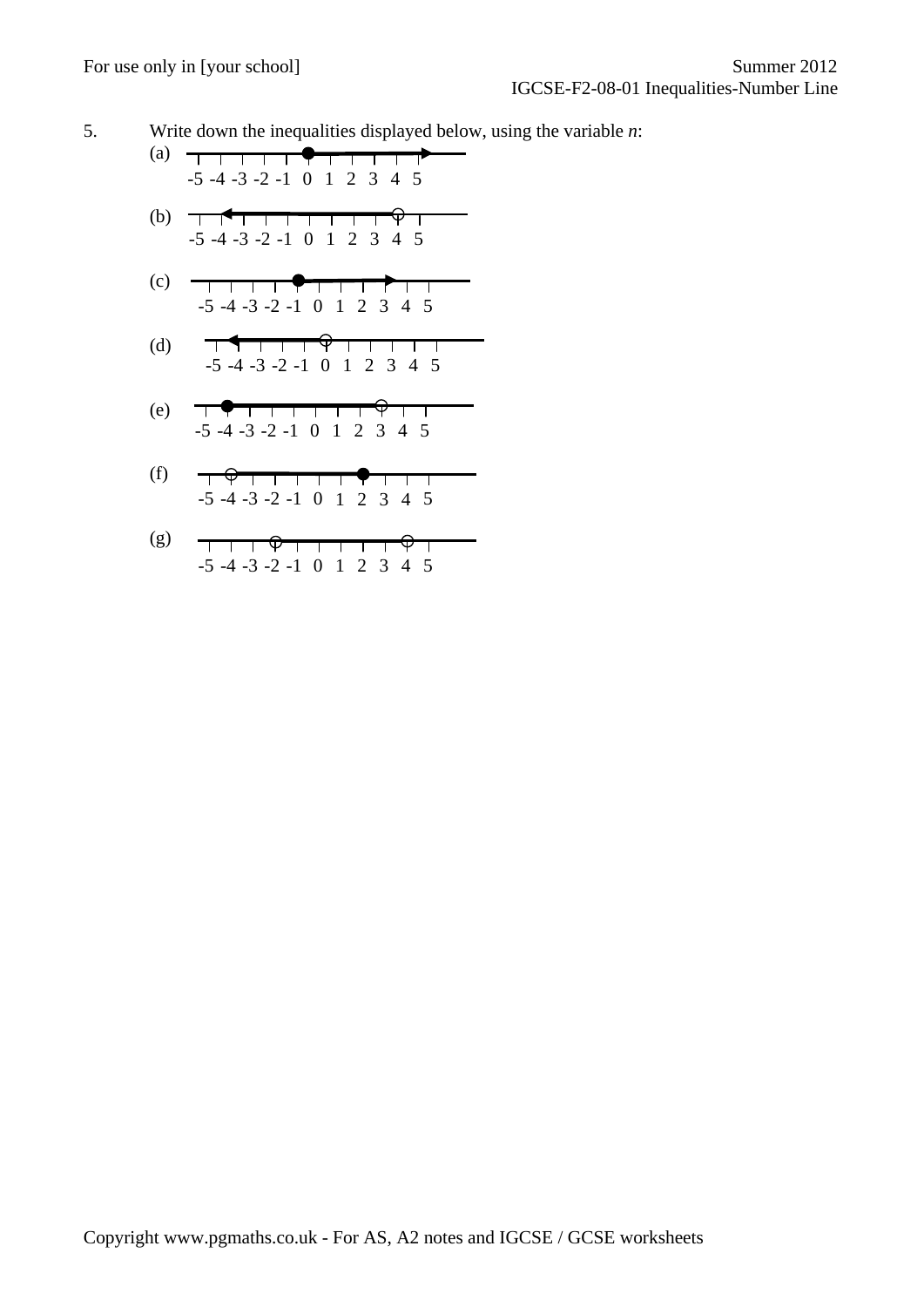5. Write down the inequalities displayed below, using the variable $n$:

(a)
-5 -4 -3 -2 -1 0 1 2 3 4 5

(b)
-5 -4 -3 -2 -1 0 1 2 3 4 5

(c)
-5 -4 -3 -2 -1 0 1 2 3 4 5

(d)
-5 -4 -3 -2 -1 0 1 2 3 4 5

(e)
-5 -4 -3 -2 -1 0 1 2 3 4 5

(f)
-5 -4 -3 -2 -1 0 1 2 3 4 5

(g)
-5 -4 -3 -2 -1 0 1 2 3 4 5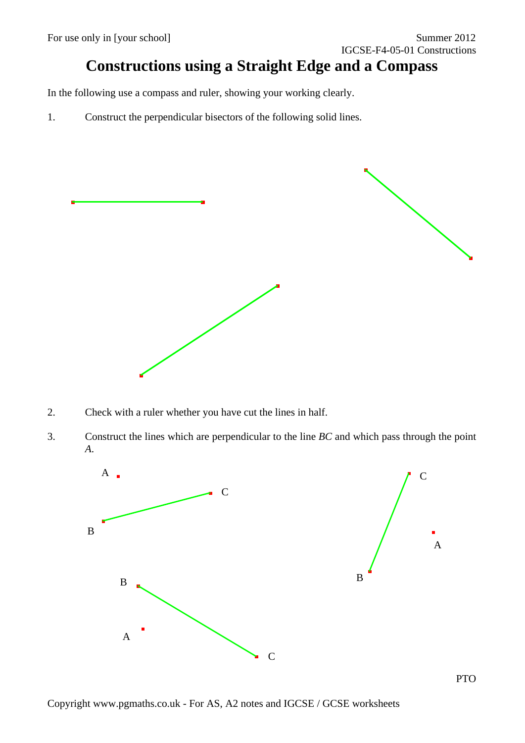# Constructions using a Straight Edge and a Compass

In the following use a compass and ruler, showing your working clearly.

1. Construct the perpendicular bisectors of the following solid lines.

2. Check with a ruler whether you have cut the lines in half.

3. Construct the lines which are perpendicular to the line *BC* and which pass through the point *A*.

A

C

B

C

A

B

B

A

C

PTO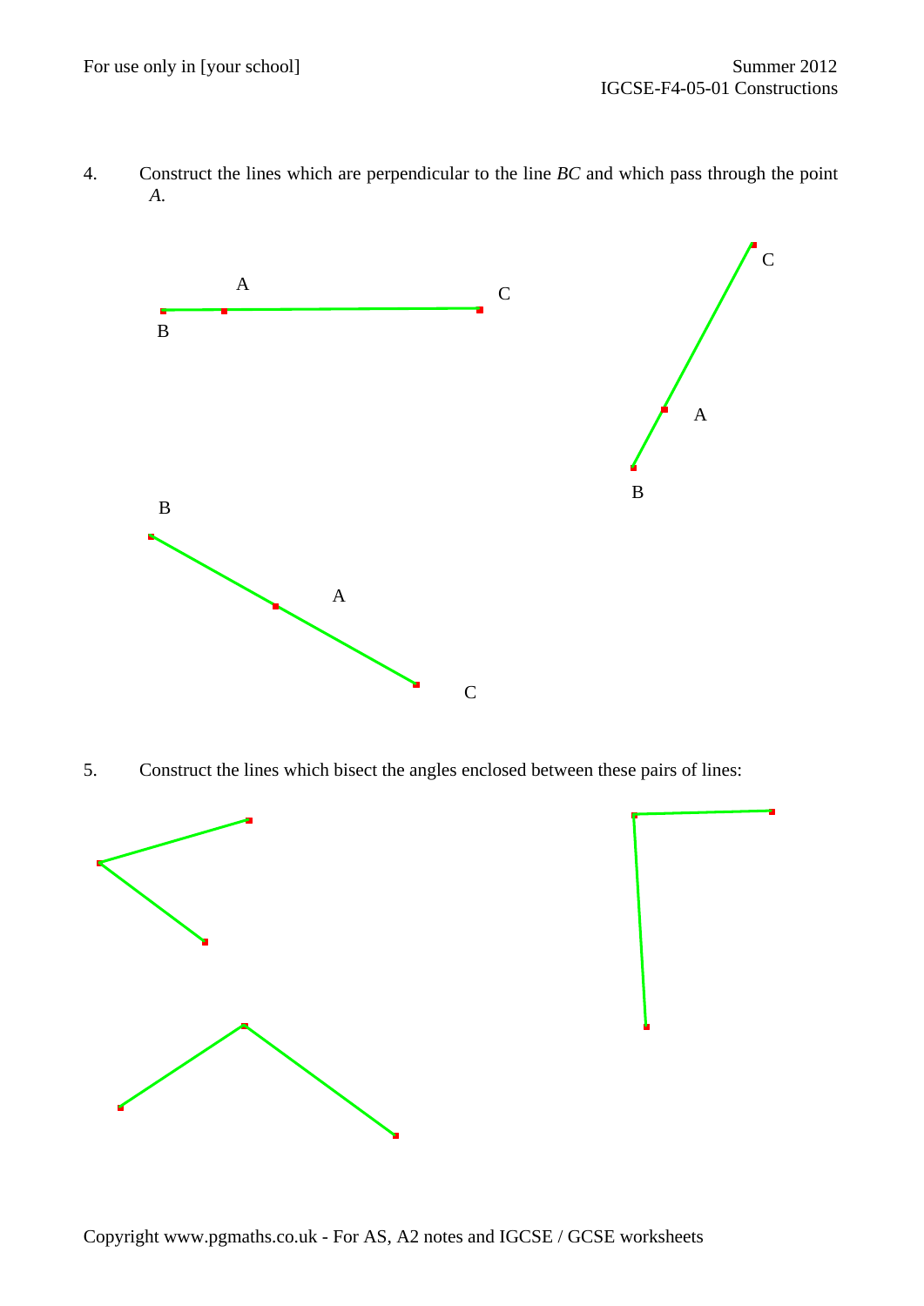4. Construct the lines which are perpendicular to the line $BC$ and which pass through the point $A$.

A C

B

C

A

B

B

A

C

5. Construct the lines which bisect the angles enclosed between these pairs of lines: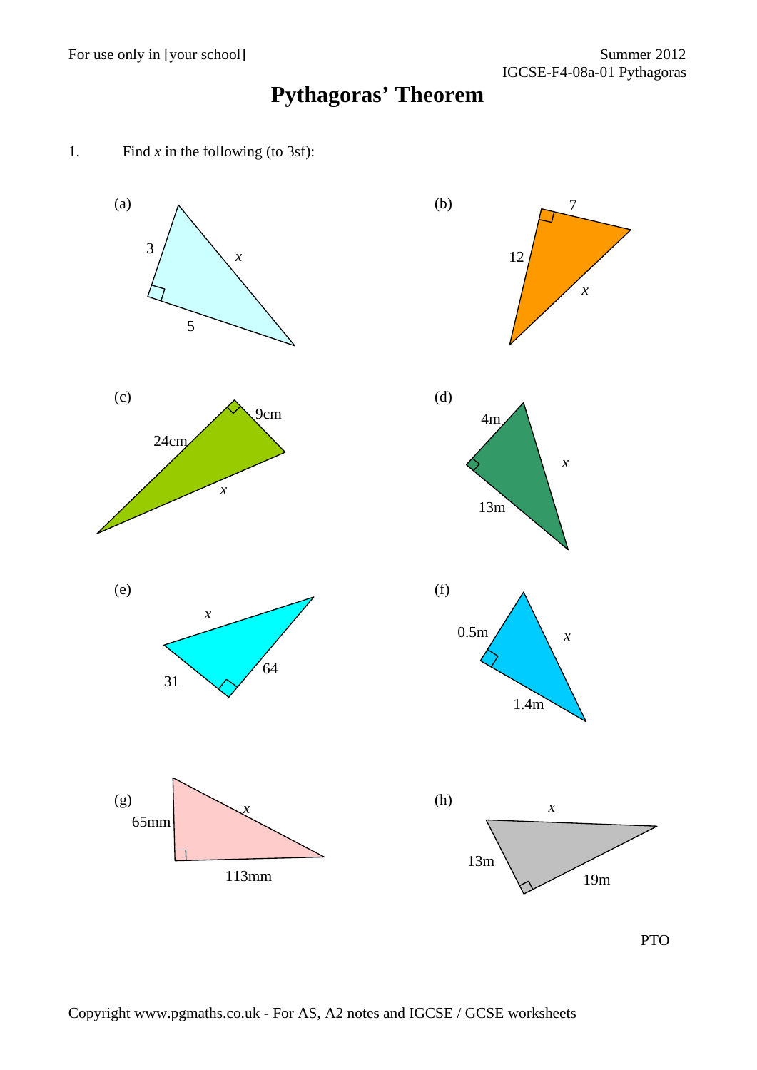# Pythagoras' Theorem

1. Find $x$ in the following (to 3sf):

(a) 3, 5, $x$

(b) 12, 7, $x$

(c) 24cm, 9cm, $x$

(d) 4m, 13m, $x$

(e) $x$, 31, 64

(f) 0.5m, 1.4m, $x$

(g) 65mm, 113mm, $x$

(h) $x$, 13m, 19m

PTO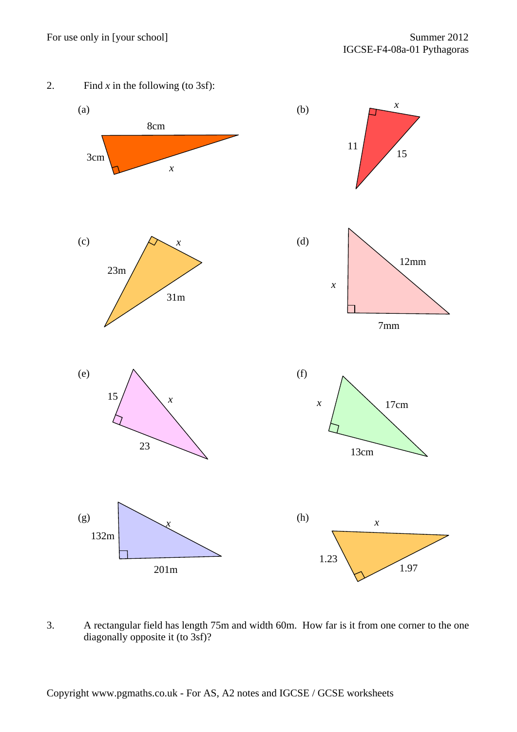2. Find $x$ in the following (to 3sf):

(a) 8cm, 3cm, $x$

(b) $x$, 11, 15

(c) 23m, $x$, 31m

(d) $x$, 12mm, 7mm

(e) 15, $x$, 23

(f) $x$, 17cm, 13cm

(g) 132m, $x$, 201m

(h) $x$, 1.23, 1.97

3. A rectangular field has length 75m and width 60m. How far is it from one corner to the one diagonally opposite it (to 3sf)?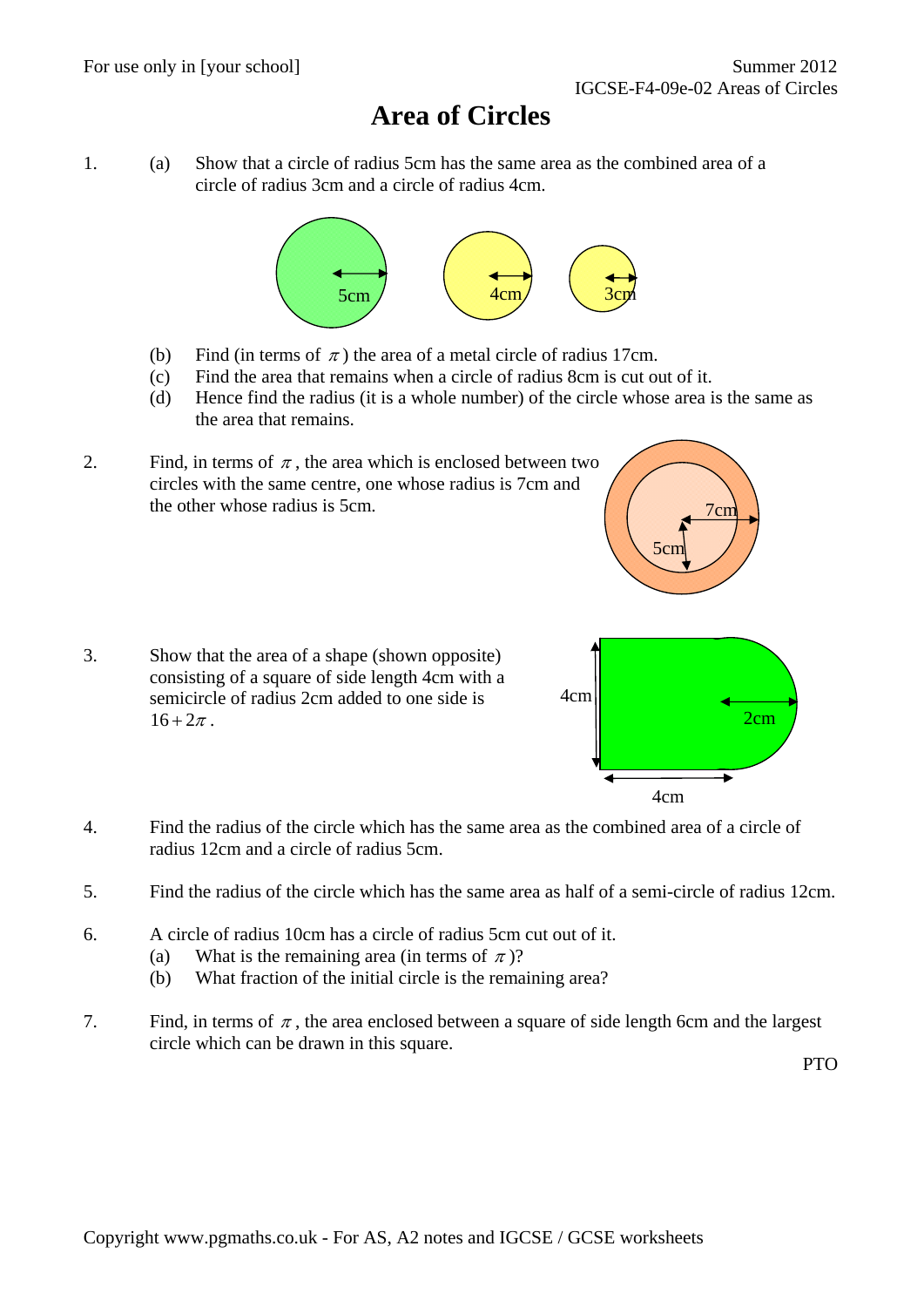# Area of Circles

1. (a) Show that a circle of radius 5cm has the same area as the combined area of a circle of radius 3cm and a circle of radius 4cm.

   (b) Find (in terms of $\pi$) the area of a metal circle of radius 17cm.

   (c) Find the area that remains when a circle of radius 8cm is cut out of it.

   (d) Hence find the radius (it is a whole number) of the circle whose area is the same as the area that remains.

2. Find, in terms of $\pi$, the area which is enclosed between two circles with the same centre, one whose radius is 7cm and the other whose radius is 5cm.

3. Show that the area of a shape (shown opposite) consisting of a square of side length 4cm with a semicircle of radius 2cm added to one side is $16 + 2\pi$.

4. Find the radius of the circle which has the same area as the combined area of a circle of radius 12cm and a circle of radius 5cm.

5. Find the radius of the circle which has the same area as half of a semi-circle of radius 12cm.

6. A circle of radius 10cm has a circle of radius 5cm cut out of it.

   (a) What is the remaining area (in terms of $\pi$)?

   (b) What fraction of the initial circle is the remaining area?

7. Find, in terms of $\pi$, the area enclosed between a square of side length 6cm and the largest circle which can be drawn in this square.

PTO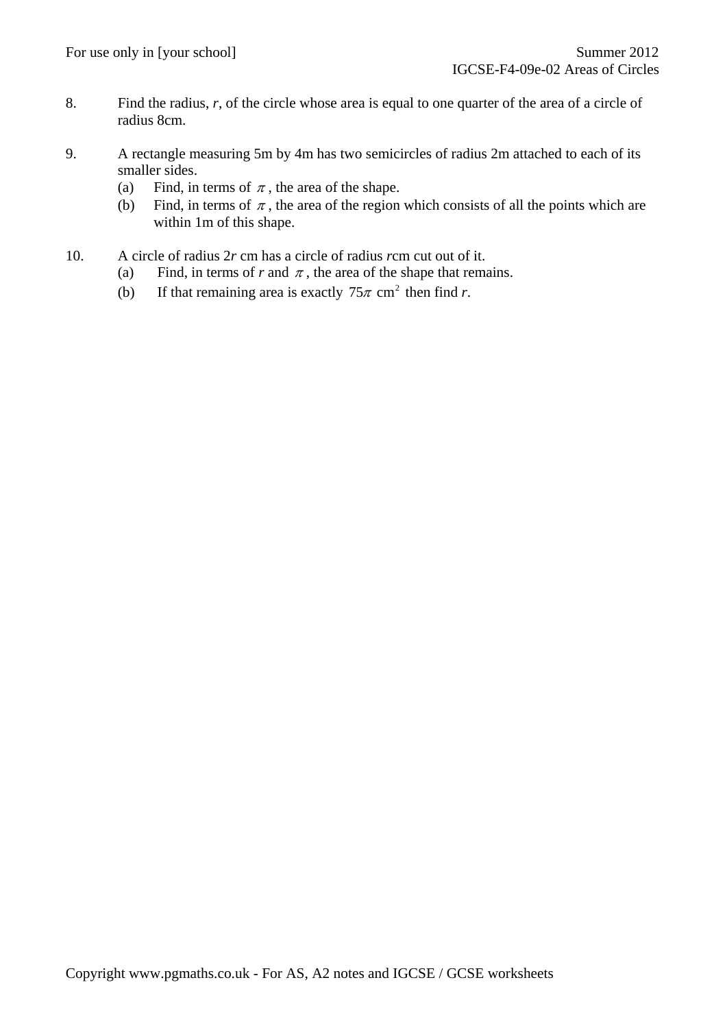8. Find the radius, $r$, of the circle whose area is equal to one quarter of the area of a circle of radius 8cm.

9. A rectangle measuring 5m by 4m has two semicircles of radius 2m attached to each of its smaller sides.
   (a) Find, in terms of $\pi$, the area of the shape.
   (b) Find, in terms of $\pi$, the area of the region which consists of all the points which are within 1m of this shape.

10. A circle of radius $2r$ cm has a circle of radius $r$cm cut out of it.
    (a) Find, in terms of $r$ and $\pi$, the area of the shape that remains.
    (b) If that remaining area is exactly $75\pi \text{ cm}^2$ then find $r$.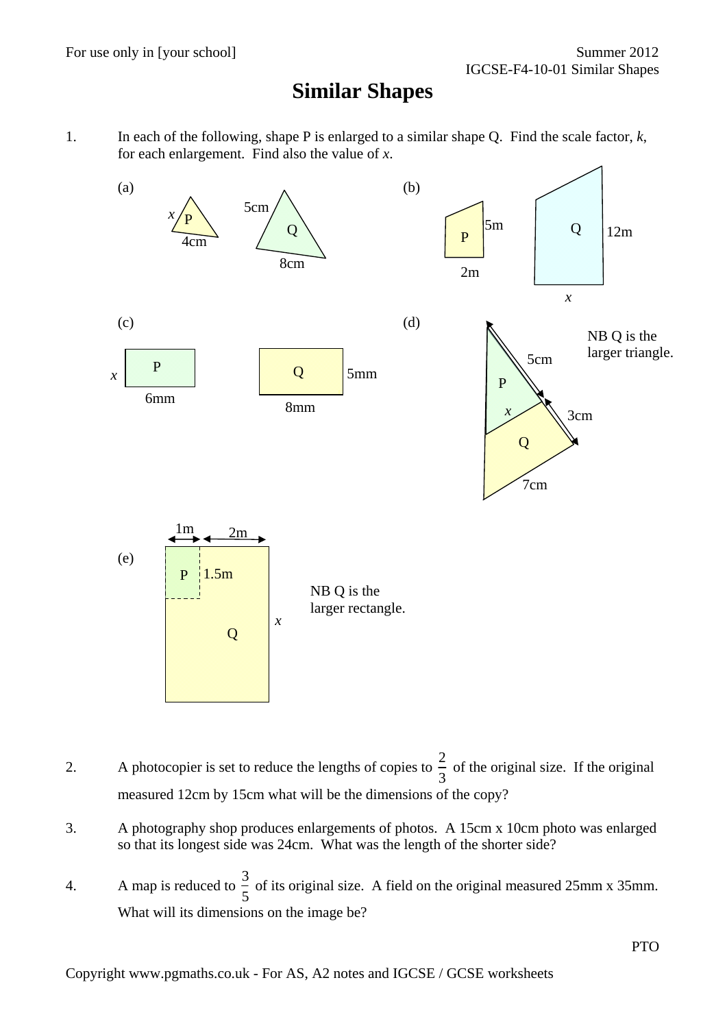# Similar Shapes

1. In each of the following, shape P is enlarged to a similar shape Q. Find the scale factor, $k$, for each enlargement. Find also the value of $x$.

(a) P: $x$, 4cm; Q: 5cm, 8cm

(b) P: 5m, 2m; Q: 12m, $x$

(c) P: $x$, 6mm; Q: 5mm, 8mm

(d) P: 5cm, $x$; Q: 3cm, 7cm

NB Q is the larger triangle.

(e) P: 1m, 1.5m; Q: 2m, $x$

NB Q is the larger rectangle.

2. A photocopier is set to reduce the lengths of copies to $\frac{2}{3}$ of the original size. If the original measured 12cm by 15cm what will be the dimensions of the copy?

3. A photography shop produces enlargements of photos. A 15cm x 10cm photo was enlarged so that its longest side was 24cm. What was the length of the shorter side?

4. A map is reduced to $\frac{3}{5}$ of its original size. A field on the original measured 25mm x 35mm. What will its dimensions on the image be?

PTO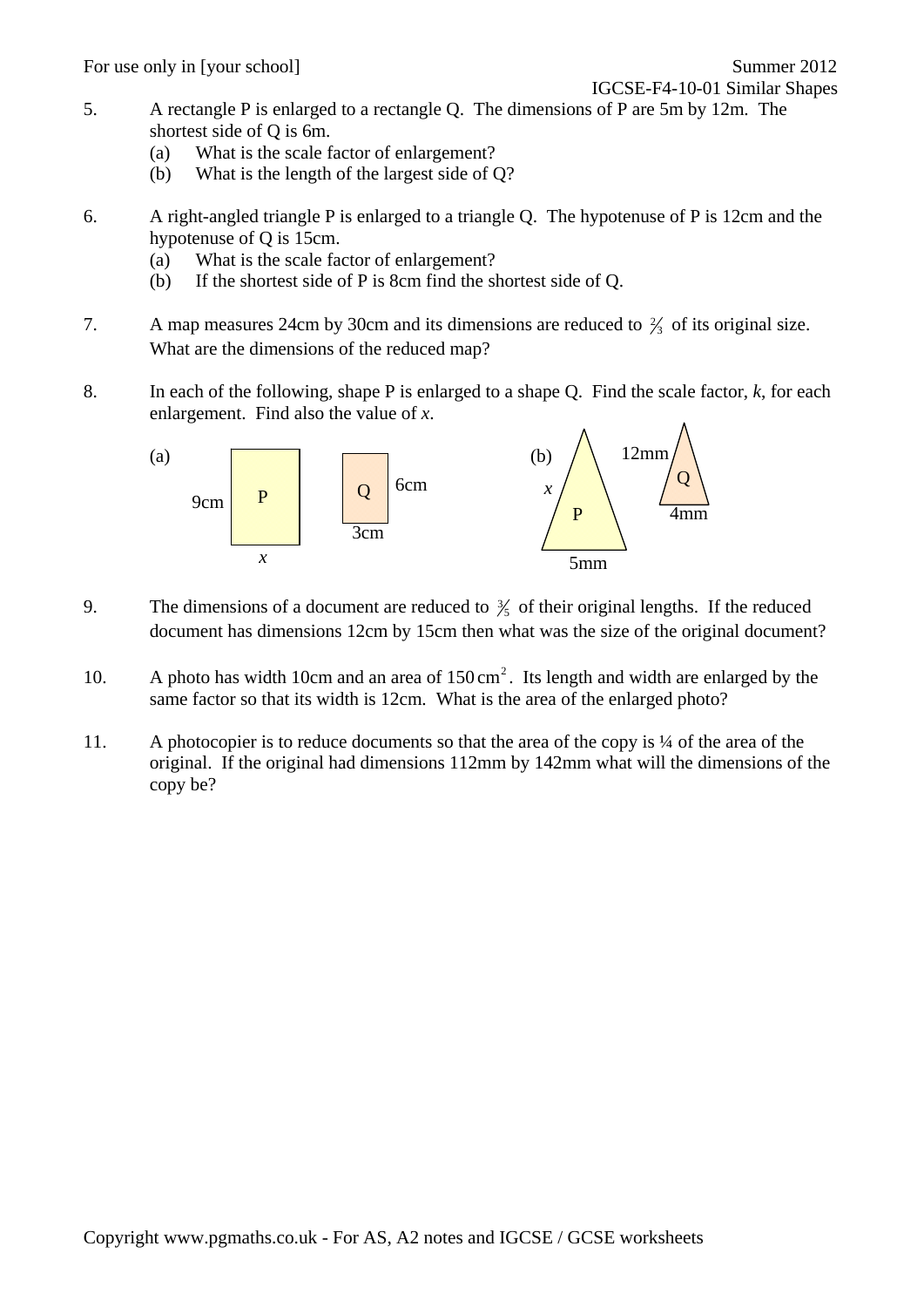5. A rectangle P is enlarged to a rectangle Q. The dimensions of P are 5m by 12m. The shortest side of Q is 6m.
   (a) What is the scale factor of enlargement?
   (b) What is the length of the largest side of Q?

6. A right-angled triangle P is enlarged to a triangle Q. The hypotenuse of P is 12cm and the hypotenuse of Q is 15cm.
   (a) What is the scale factor of enlargement?
   (b) If the shortest side of P is 8cm find the shortest side of Q.

7. A map measures 24cm by 30cm and its dimensions are reduced to $\frac{2}{3}$ of its original size. What are the dimensions of the reduced map?

8. In each of the following, shape P is enlarged to a shape Q. Find the scale factor, *k*, for each enlargement. Find also the value of *x*.

   (a) P: 9cm, $x$ Q: 6cm, 3cm

   (b) P: $x$, 5mm Q: 12mm, 4mm

9. The dimensions of a document are reduced to $\frac{3}{5}$ of their original lengths. If the reduced document has dimensions 12cm by 15cm then what was the size of the original document?

10. A photo has width 10cm and an area of $150\,\text{cm}^2$. Its length and width are enlarged by the same factor so that its width is 12cm. What is the area of the enlarged photo?

11. A photocopier is to reduce documents so that the area of the copy is ¼ of the area of the original. If the original had dimensions 112mm by 142mm what will the dimensions of the copy be?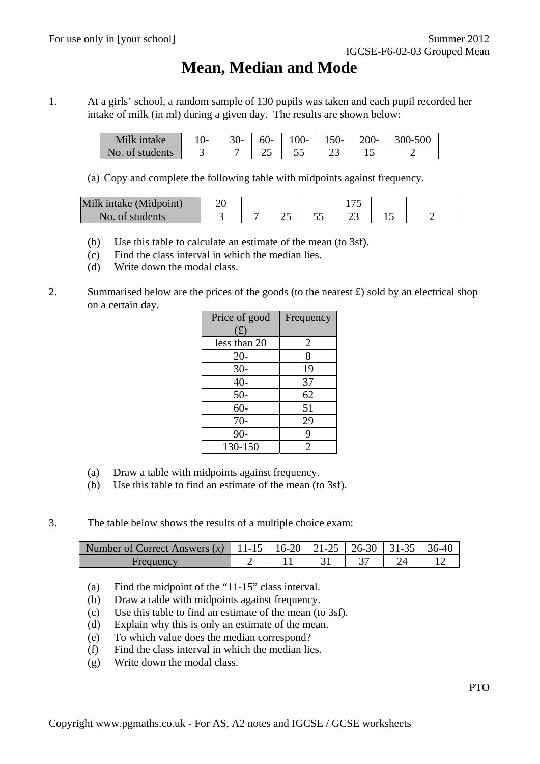# Mean, Median and Mode

1. At a girls' school, a random sample of 130 pupils was taken and each pupil recorded her intake of milk (in ml) during a given day. The results are shown below:

| Milk intake | 10- | 30- | 60- | 100- | 150- | 200- | 300-500 |
|---|---|---|---|---|---|---|---|
| No. of students | 3 | 7 | 25 | 55 | 23 | 15 | 2 |

(a) Copy and complete the following table with midpoints against frequency.

| Milk intake (Midpoint) | 20 | | | | 175 | | |
|---|---|---|---|---|---|---|---|
| No. of students | 3 | 7 | 25 | 55 | 23 | 15 | 2 |

(b) Use this table to calculate an estimate of the mean (to 3sf).
(c) Find the class interval in which the median lies.
(d) Write down the modal class.

2. Summarised below are the prices of the goods (to the nearest £) sold by an electrical shop on a certain day.

| Price of good (£) | Frequency |
|---|---|
| less than 20 | 2 |
| 20- | 8 |
| 30- | 19 |
| 40- | 37 |
| 50- | 62 |
| 60- | 51 |
| 70- | 29 |
| 90- | 9 |
| 130-150 | 2 |

(a) Draw a table with midpoints against frequency.
(b) Use this table to find an estimate of the mean (to 3sf).

3. The table below shows the results of a multiple choice exam:

| Number of Correct Answers ($x$) | 11-15 | 16-20 | 21-25 | 26-30 | 31-35 | 36-40 |
|---|---|---|---|---|---|---|
| Frequency | 2 | 11 | 31 | 37 | 24 | 12 |

(a) Find the midpoint of the "11-15" class interval.
(b) Draw a table with midpoints against frequency.
(c) Use this table to find an estimate of the mean (to 3sf).
(d) Explain why this is only an estimate of the mean.
(e) To which value does the median correspond?
(f) Find the class interval in which the median lies.
(g) Write down the modal class.

PTO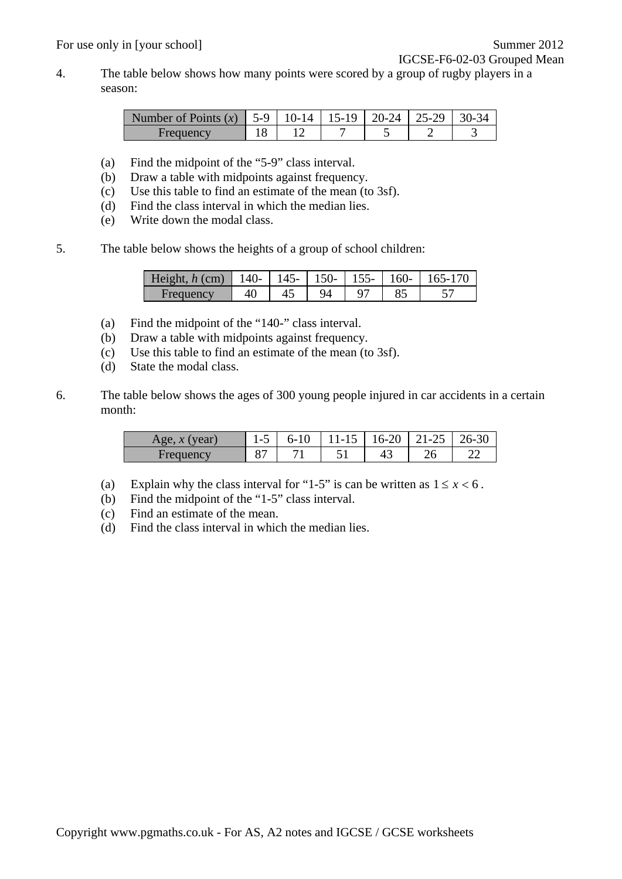4. The table below shows how many points were scored by a group of rugby players in a season:

| Number of Points ($x$) | 5-9 | 10-14 | 15-19 | 20-24 | 25-29 | 30-34 |
|---|---|---|---|---|---|---|
| Frequency | 18 | 12 | 7 | 5 | 2 | 3 |

(a) Find the midpoint of the "5-9" class interval.
(b) Draw a table with midpoints against frequency.
(c) Use this table to find an estimate of the mean (to 3sf).
(d) Find the class interval in which the median lies.
(e) Write down the modal class.

5. The table below shows the heights of a group of school children:

| Height, $h$ (cm) | 140- | 145- | 150- | 155- | 160- | 165-170 |
|---|---|---|---|---|---|---|
| Frequency | 40 | 45 | 94 | 97 | 85 | 57 |

(a) Find the midpoint of the "140-" class interval.
(b) Draw a table with midpoints against frequency.
(c) Use this table to find an estimate of the mean (to 3sf).
(d) State the modal class.

6. The table below shows the ages of 300 young people injured in car accidents in a certain month:

| Age, $x$ (year) | 1-5 | 6-10 | 11-15 | 16-20 | 21-25 | 26-30 |
|---|---|---|---|---|---|---|
| Frequency | 87 | 71 | 51 | 43 | 26 | 22 |

(a) Explain why the class interval for "1-5" is can be written as $1 \leq x < 6$ .
(b) Find the midpoint of the "1-5" class interval.
(c) Find an estimate of the mean.
(d) Find the class interval in which the median lies.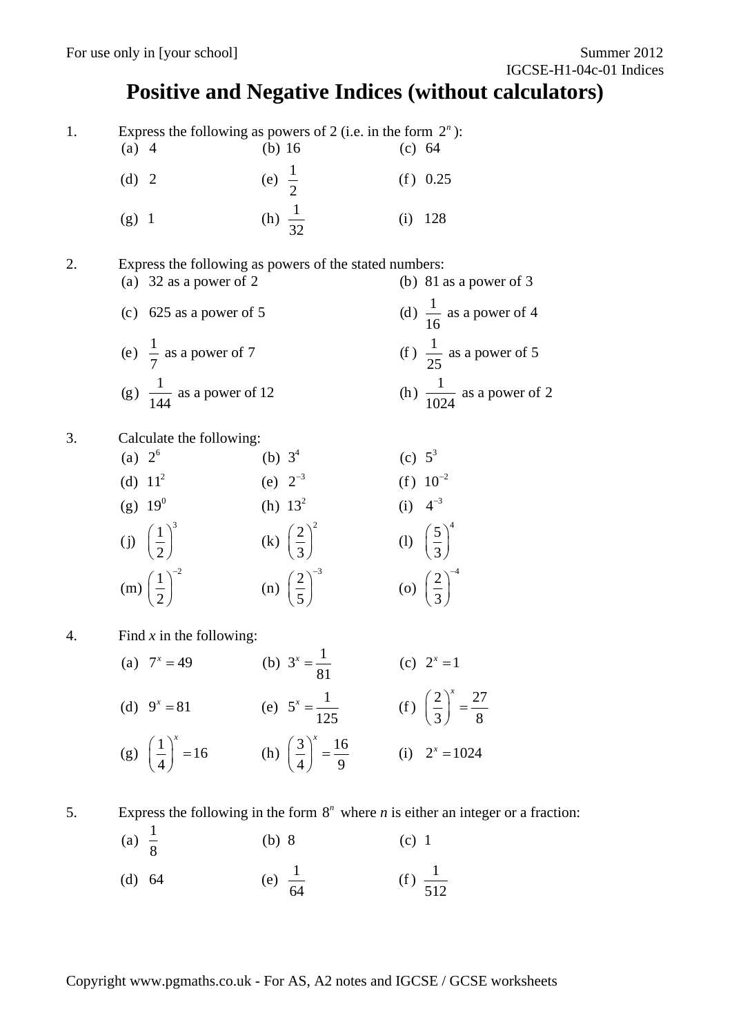# Positive and Negative Indices (without calculators)

1. Express the following as powers of 2 (i.e. in the form $2^n$):

(a) 4 (b) 16 (c) 64

(d) 2 (e) $\frac{1}{2}$ (f) 0.25

(g) 1 (h) $\frac{1}{32}$ (i) 128

2. Express the following as powers of the stated numbers:

(a) 32 as a power of 2 (b) 81 as a power of 3

(c) 625 as a power of 5 (d) $\frac{1}{16}$ as a power of 4

(e) $\frac{1}{7}$ as a power of 7 (f) $\frac{1}{25}$ as a power of 5

(g) $\frac{1}{144}$ as a power of 12 (h) $\frac{1}{1024}$ as a power of 2

3. Calculate the following:

(a) $2^6$ (b) $3^4$ (c) $5^3$

(d) $11^2$ (e) $2^{-3}$ (f) $10^{-2}$

(g) $19^0$ (h) $13^2$ (i) $4^{-3}$

(j) $\left(\frac{1}{2}\right)^3$ (k) $\left(\frac{2}{3}\right)^2$ (l) $\left(\frac{5}{3}\right)^4$

(m) $\left(\frac{1}{2}\right)^{-2}$ (n) $\left(\frac{2}{5}\right)^{-3}$ (o) $\left(\frac{2}{3}\right)^{-4}$

4. Find *x* in the following:

(a) $7^x = 49$ (b) $3^x = \frac{1}{81}$ (c) $2^x = 1$

(d) $9^x = 81$ (e) $5^x = \frac{1}{125}$ (f) $\left(\frac{2}{3}\right)^x = \frac{27}{8}$

(g) $\left(\frac{1}{4}\right)^x = 16$ (h) $\left(\frac{3}{4}\right)^x = \frac{16}{9}$ (i) $2^x = 1024$

5. Express the following in the form $8^n$ where *n* is either an integer or a fraction:

(a) $\frac{1}{8}$ (b) 8 (c) 1

(d) 64 (e) $\frac{1}{64}$ (f) $\frac{1}{512}$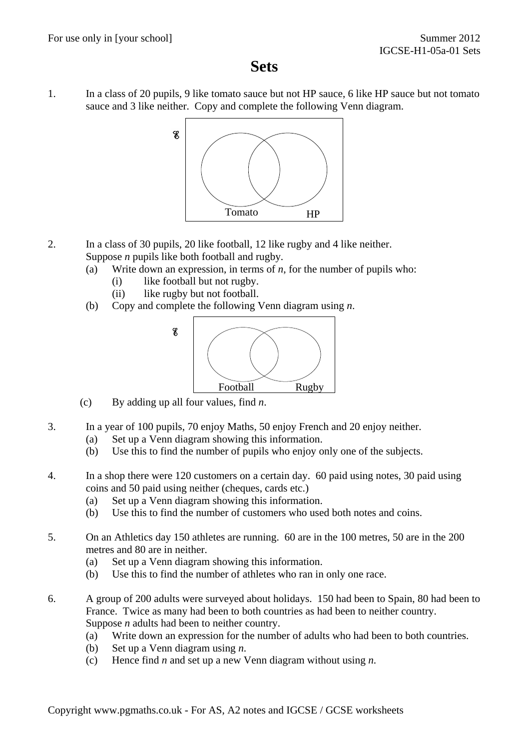# Sets

1. In a class of 20 pupils, 9 like tomato sauce but not HP sauce, 6 like HP sauce but not tomato sauce and 3 like neither. Copy and complete the following Venn diagram.

   ℰ

   Tomato HP

2. In a class of 30 pupils, 20 like football, 12 like rugby and 4 like neither.
   Suppose $n$ pupils like both football and rugby.
   (a) Write down an expression, in terms of $n$, for the number of pupils who:
      (i) like football but not rugby.
      (ii) like rugby but not football.
   (b) Copy and complete the following Venn diagram using $n$.

   ℰ

   Football Rugby

   (c) By adding up all four values, find $n$.

3. In a year of 100 pupils, 70 enjoy Maths, 50 enjoy French and 20 enjoy neither.
   (a) Set up a Venn diagram showing this information.
   (b) Use this to find the number of pupils who enjoy only one of the subjects.

4. In a shop there were 120 customers on a certain day. 60 paid using notes, 30 paid using coins and 50 paid using neither (cheques, cards etc.)
   (a) Set up a Venn diagram showing this information.
   (b) Use this to find the number of customers who used both notes and coins.

5. On an Athletics day 150 athletes are running. 60 are in the 100 metres, 50 are in the 200 metres and 80 are in neither.
   (a) Set up a Venn diagram showing this information.
   (b) Use this to find the number of athletes who ran in only one race.

6. A group of 200 adults were surveyed about holidays. 150 had been to Spain, 80 had been to France. Twice as many had been to both countries as had been to neither country.
   Suppose $n$ adults had been to neither country.
   (a) Write down an expression for the number of adults who had been to both countries.
   (b) Set up a Venn diagram using $n$.
   (c) Hence find $n$ and set up a new Venn diagram without using $n$.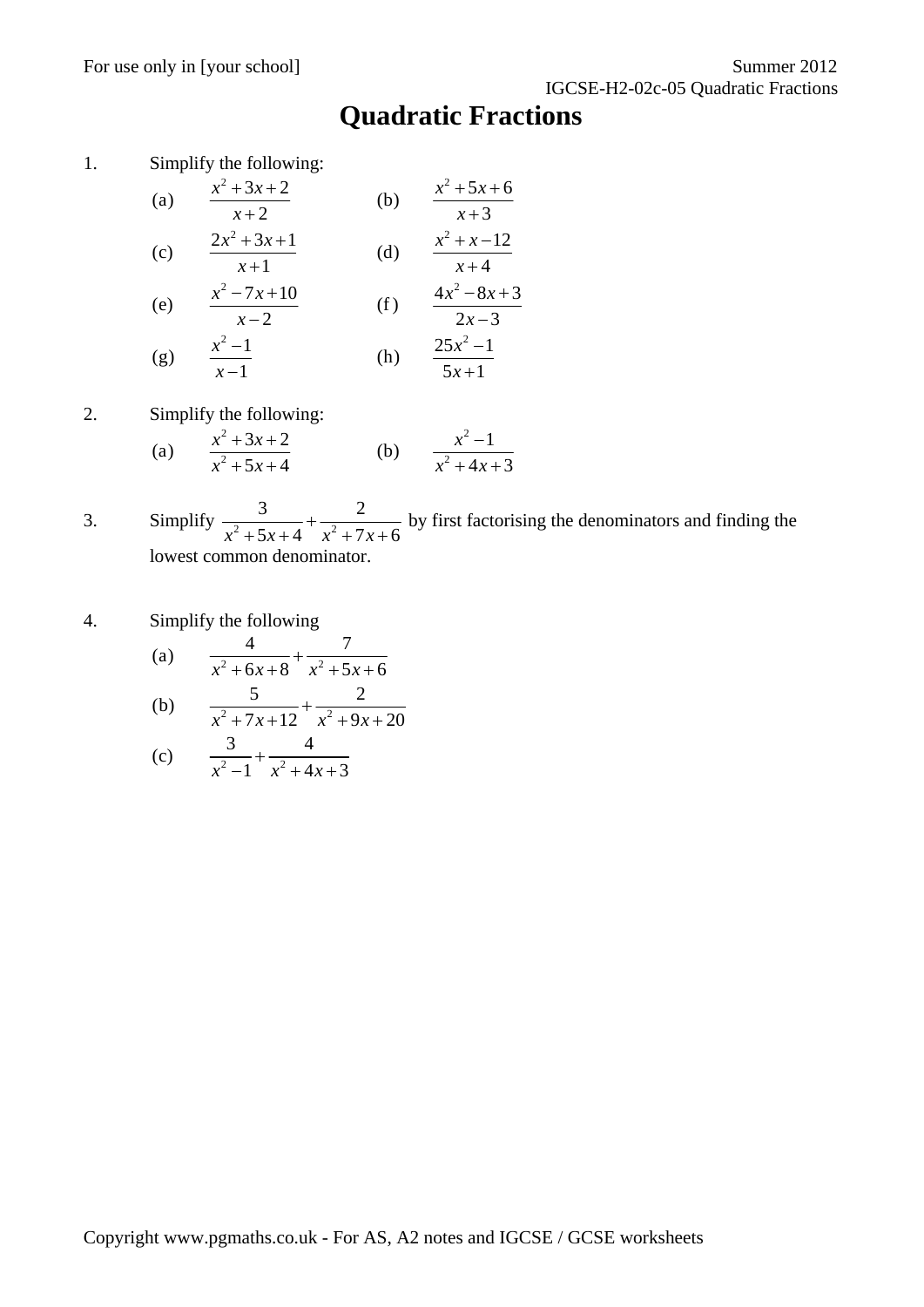# Quadratic Fractions

1. Simplify the following:

   (a) $\dfrac{x^2+3x+2}{x+2}$ (b) $\dfrac{x^2+5x+6}{x+3}$

   (c) $\dfrac{2x^2+3x+1}{x+1}$ (d) $\dfrac{x^2+x-12}{x+4}$

   (e) $\dfrac{x^2-7x+10}{x-2}$ (f) $\dfrac{4x^2-8x+3}{2x-3}$

   (g) $\dfrac{x^2-1}{x-1}$ (h) $\dfrac{25x^2-1}{5x+1}$

2. Simplify the following:

   (a) $\dfrac{x^2+3x+2}{x^2+5x+4}$ (b) $\dfrac{x^2-1}{x^2+4x+3}$

3. Simplify $\dfrac{3}{x^2+5x+4}+\dfrac{2}{x^2+7x+6}$ by first factorising the denominators and finding the lowest common denominator.

4. Simplify the following

   (a) $\dfrac{4}{x^2+6x+8}+\dfrac{7}{x^2+5x+6}$

   (b) $\dfrac{5}{x^2+7x+12}+\dfrac{2}{x^2+9x+20}$

   (c) $\dfrac{3}{x^2-1}+\dfrac{4}{x^2+4x+3}$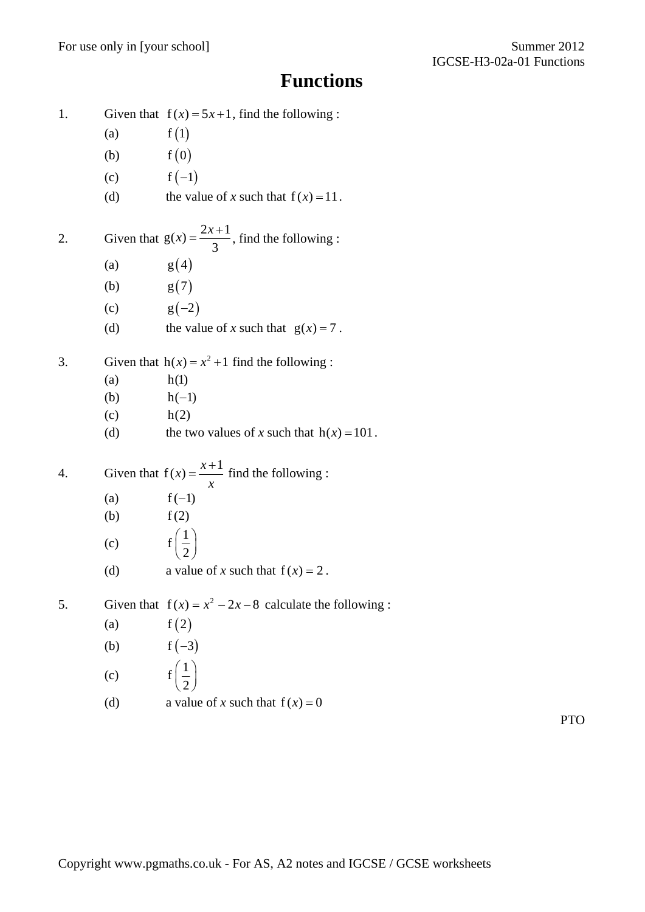# Functions

1. Given that $f(x) = 5x + 1$, find the following :

   (a) $f(1)$

   (b) $f(0)$

   (c) $f(-1)$

   (d) the value of $x$ such that $f(x) = 11$.

2. Given that $g(x) = \dfrac{2x+1}{3}$, find the following :

   (a) $g(4)$

   (b) $g(7)$

   (c) $g(-2)$

   (d) the value of $x$ such that $g(x) = 7$.

3. Given that $h(x) = x^2 + 1$ find the following :

   (a) $h(1)$

   (b) $h(-1)$

   (c) $h(2)$

   (d) the two values of $x$ such that $h(x) = 101$.

4. Given that $f(x) = \dfrac{x+1}{x}$ find the following :

   (a) $f(-1)$

   (b) $f(2)$

   (c) $f\left(\dfrac{1}{2}\right)$

   (d) a value of $x$ such that $f(x) = 2$.

5. Given that $f(x) = x^2 - 2x - 8$ calculate the following :

   (a) $f(2)$

   (b) $f(-3)$

   (c) $f\left(\dfrac{1}{2}\right)$

   (d) a value of $x$ such that $f(x) = 0$

PTO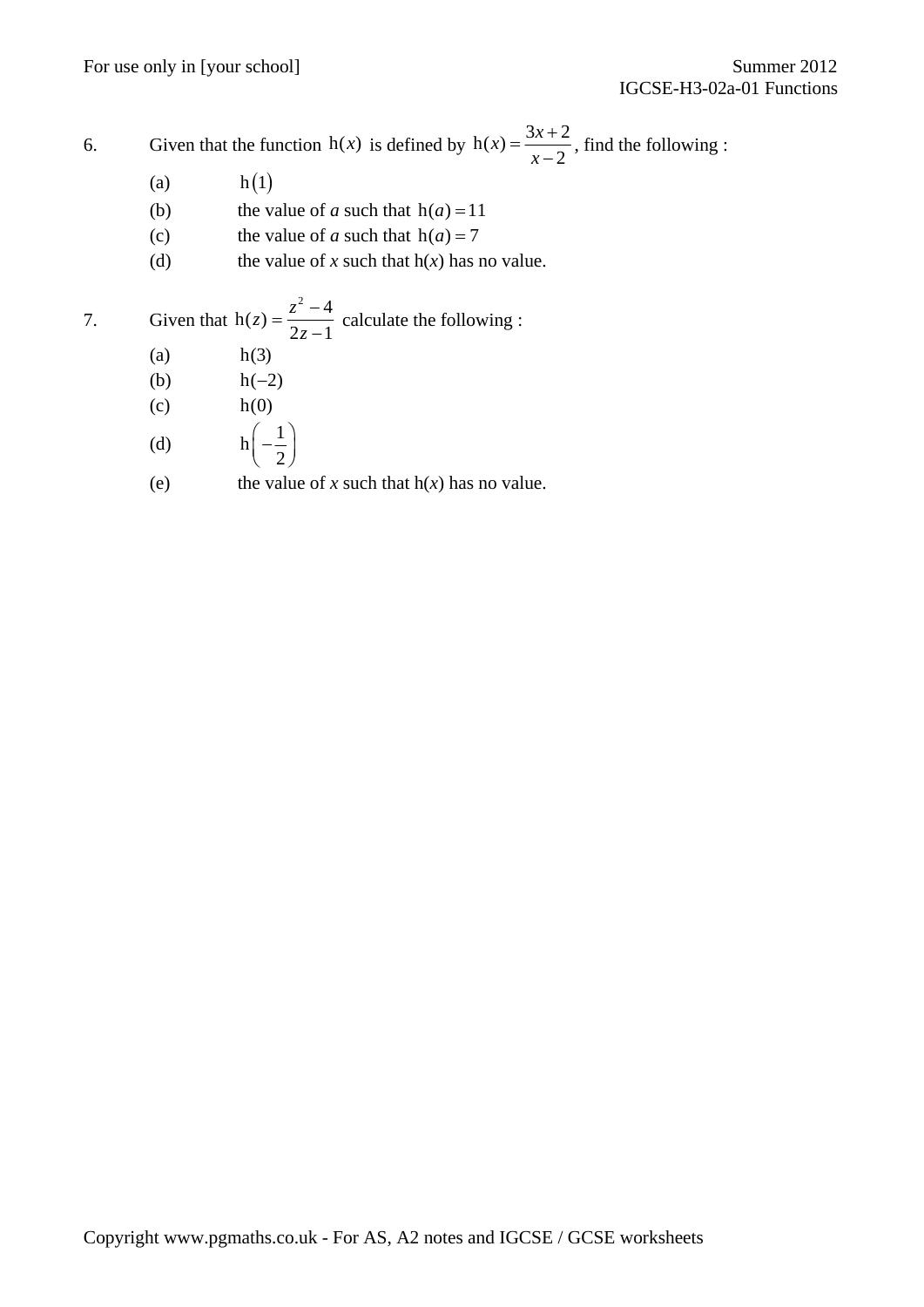6. Given that the function $\mathrm{h}(x)$ is defined by $\mathrm{h}(x) = \dfrac{3x+2}{x-2}$, find the following :

   (a) $\mathrm{h}(1)$

   (b) the value of *a* such that $\mathrm{h}(a) = 11$

   (c) the value of *a* such that $\mathrm{h}(a) = 7$

   (d) the value of *x* such that $\mathrm{h}(x)$ has no value.

7. Given that $\mathrm{h}(z) = \dfrac{z^2 - 4}{2z - 1}$ calculate the following :

   (a) $\mathrm{h}(3)$

   (b) $\mathrm{h}(-2)$

   (c) $\mathrm{h}(0)$

   (d) $\mathrm{h}\left(-\dfrac{1}{2}\right)$

   (e) the value of *x* such that $\mathrm{h}(x)$ has no value.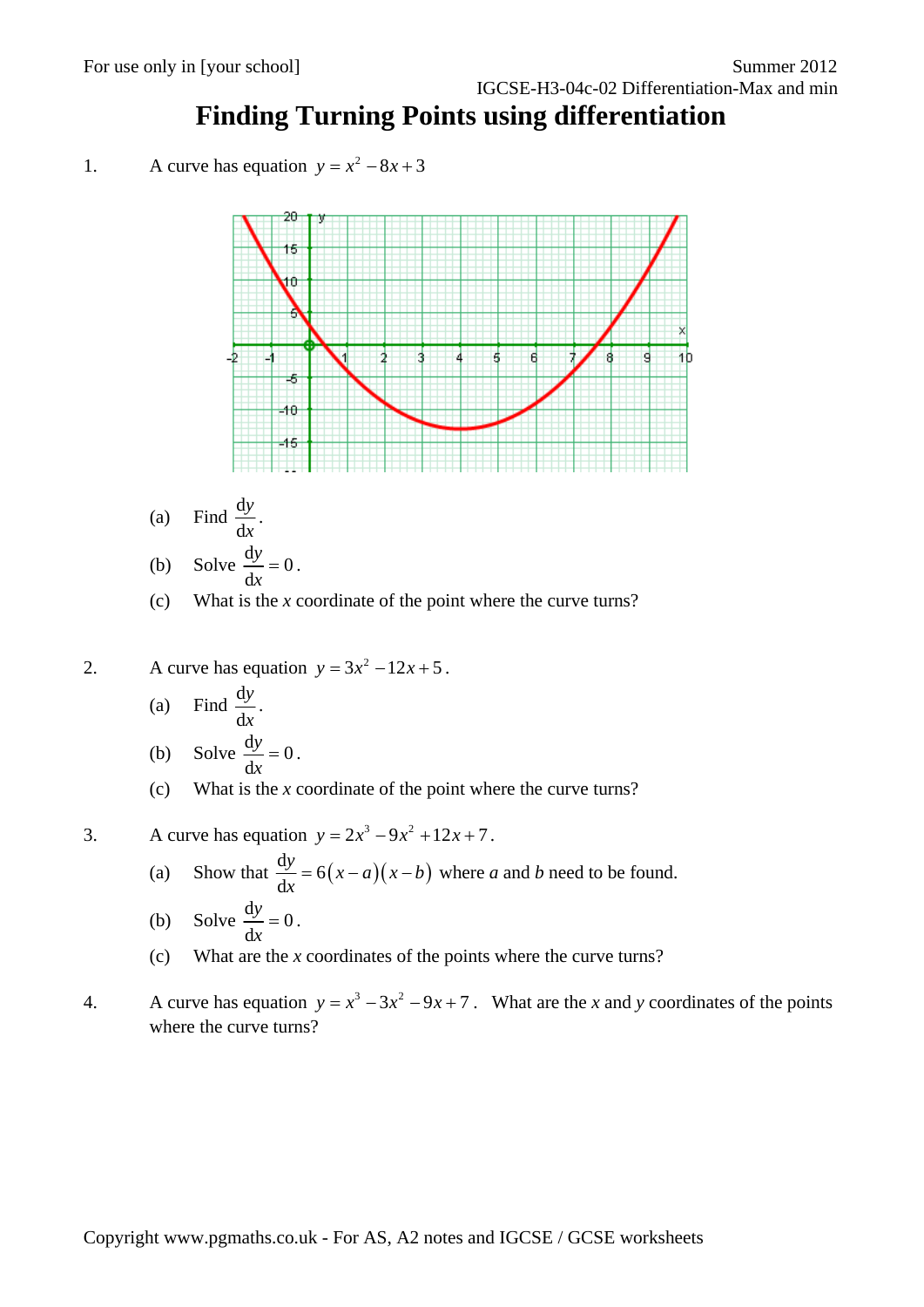# Finding Turning Points using differentiation

1. A curve has equation $y = x^2 - 8x + 3$

   (a) Find $\frac{dy}{dx}$.

   (b) Solve $\frac{dy}{dx} = 0$.

   (c) What is the $x$ coordinate of the point where the curve turns?

2. A curve has equation $y = 3x^2 - 12x + 5$.

   (a) Find $\frac{dy}{dx}$.

   (b) Solve $\frac{dy}{dx} = 0$.

   (c) What is the $x$ coordinate of the point where the curve turns?

3. A curve has equation $y = 2x^3 - 9x^2 + 12x + 7$.

   (a) Show that $\frac{dy}{dx} = 6(x-a)(x-b)$ where $a$ and $b$ need to be found.

   (b) Solve $\frac{dy}{dx} = 0$.

   (c) What are the $x$ coordinates of the points where the curve turns?

4. A curve has equation $y = x^3 - 3x^2 - 9x + 7$. What are the $x$ and $y$ coordinates of the points where the curve turns?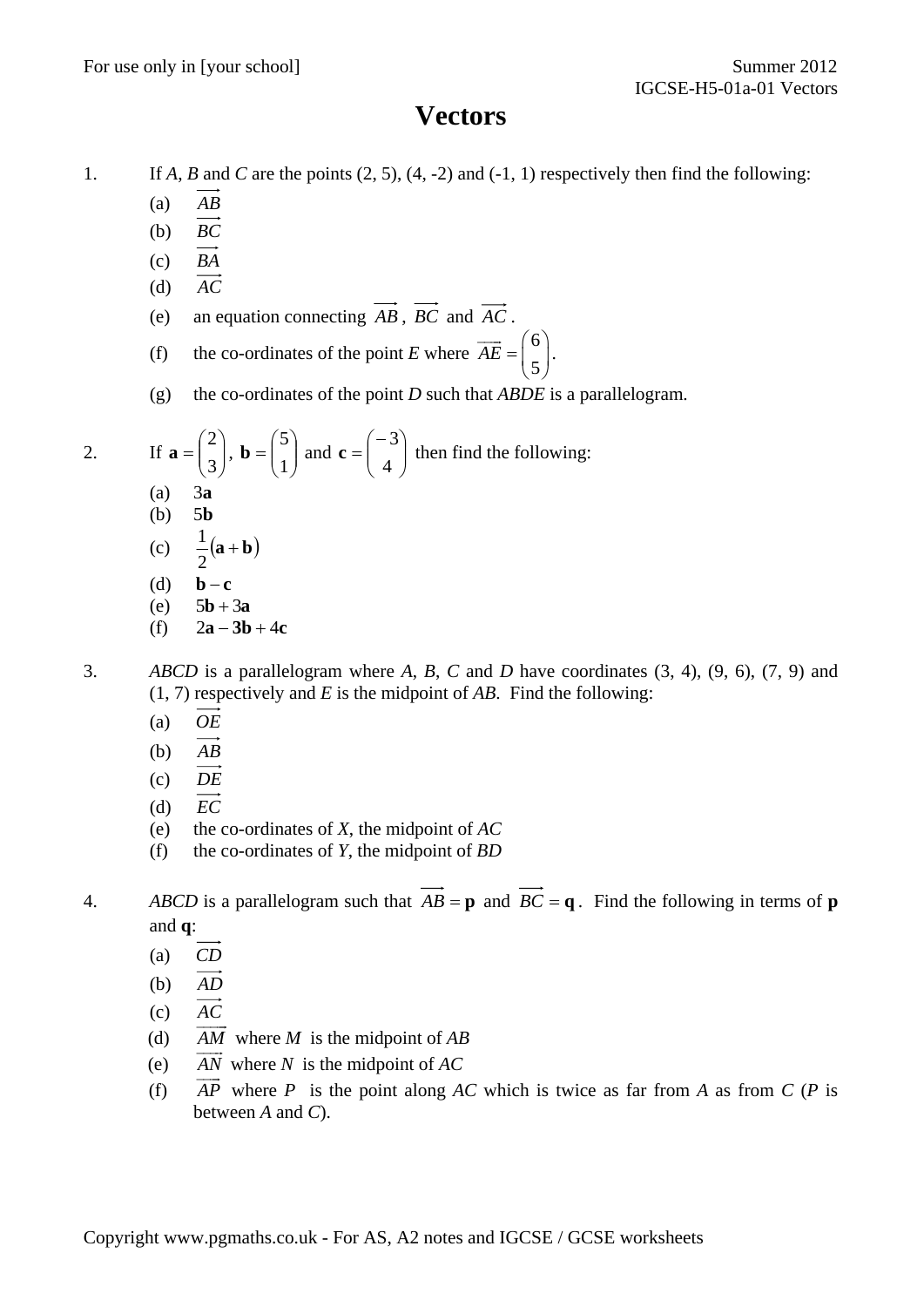# Vectors

1. If *A*, *B* and *C* are the points (2, 5), (4, -2) and (-1, 1) respectively then find the following:

   (a) $\overrightarrow{AB}$

   (b) $\overrightarrow{BC}$

   (c) $\overrightarrow{BA}$

   (d) $\overrightarrow{AC}$

   (e) an equation connecting $\overrightarrow{AB}$, $\overrightarrow{BC}$ and $\overrightarrow{AC}$.

   (f) the co-ordinates of the point *E* where $\overrightarrow{AE} = \begin{pmatrix} 6 \\ 5 \end{pmatrix}$.

   (g) the co-ordinates of the point *D* such that *ABDE* is a parallelogram.

2. If $\mathbf{a} = \begin{pmatrix} 2 \\ 3 \end{pmatrix}$, $\mathbf{b} = \begin{pmatrix} 5 \\ 1 \end{pmatrix}$ and $\mathbf{c} = \begin{pmatrix} -3 \\ 4 \end{pmatrix}$ then find the following:

   (a) $3\mathbf{a}$

   (b) $5\mathbf{b}$

   (c) $\frac{1}{2}(\mathbf{a} + \mathbf{b})$

   (d) $\mathbf{b} - \mathbf{c}$

   (e) $5\mathbf{b} + 3\mathbf{a}$

   (f) $2\mathbf{a} - 3\mathbf{b} + 4\mathbf{c}$

3. *ABCD* is a parallelogram where *A*, *B*, *C* and *D* have coordinates (3, 4), (9, 6), (7, 9) and (1, 7) respectively and *E* is the midpoint of *AB*. Find the following:

   (a) $\overrightarrow{OE}$

   (b) $\overrightarrow{AB}$

   (c) $\overrightarrow{DE}$

   (d) $\overrightarrow{EC}$

   (e) the co-ordinates of *X*, the midpoint of *AC*

   (f) the co-ordinates of *Y*, the midpoint of *BD*

4. *ABCD* is a parallelogram such that $\overrightarrow{AB} = \mathbf{p}$ and $\overrightarrow{BC} = \mathbf{q}$. Find the following in terms of **p** and **q**:

   (a) $\overrightarrow{CD}$

   (b) $\overrightarrow{AD}$

   (c) $\overrightarrow{AC}$

   (d) $\overrightarrow{AM}$ where *M* is the midpoint of *AB*

   (e) $\overrightarrow{AN}$ where *N* is the midpoint of *AC*

   (f) $\overrightarrow{AP}$ where *P* is the point along *AC* which is twice as far from *A* as from *C* (*P* is between *A* and *C*).